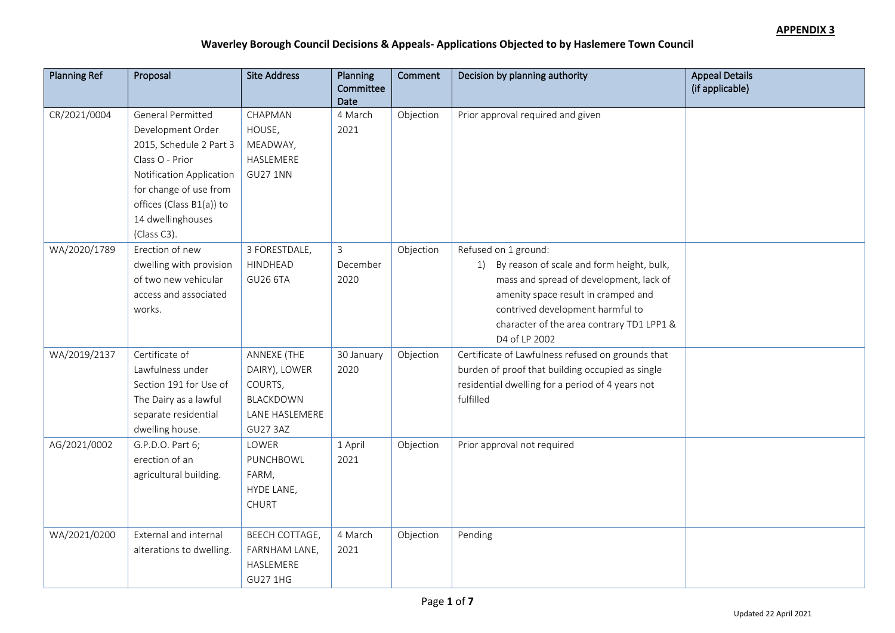**APPENDIX 3**

# Waverley Borough Council Decisions & Appeals- Applications Objected to by Haslemere Town Council

| Planning Ref | Proposal | Site Address | Planning Committee Date | Comment | Decision by planning authority | Appeal Details (if applicable) |
|---|---|---|---|---|---|---|
| CR/2021/0004 | General Permitted Development Order 2015, Schedule 2 Part 3 Class O - Prior Notification Application for change of use from offices (Class B1(a)) to 14 dwellinghouses (Class C3). | CHAPMAN HOUSE, MEADWAY, HASLEMERE GU27 1NN | 4 March 2021 | Objection | Prior approval required and given | |
| WA/2020/1789 | Erection of new dwelling with provision of two new vehicular access and associated works. | 3 FORESTDALE, HINDHEAD GU26 6TA | 3 December 2020 | Objection | Refused on 1 ground:<br>1) By reason of scale and form height, bulk, mass and spread of development, lack of amenity space result in cramped and contrived development harmful to character of the area contrary TD1 LPP1 & D4 of LP 2002 | |
| WA/2019/2137 | Certificate of Lawfulness under Section 191 for Use of The Dairy as a lawful separate residential dwelling house. | ANNEXE (THE DAIRY), LOWER COURTS, BLACKDOWN LANE HASLEMERE GU27 3AZ | 30 January 2020 | Objection | Certificate of Lawfulness refused on grounds that burden of proof that building occupied as single residential dwelling for a period of 4 years not fulfilled | |
| AG/2021/0002 | G.P.D.O. Part 6; erection of an agricultural building. | LOWER PUNCHBOWL FARM, HYDE LANE, CHURT | 1 April 2021 | Objection | Prior approval not required | |
| WA/2021/0200 | External and internal alterations to dwelling. | BEECH COTTAGE, FARNHAM LANE, HASLEMERE GU27 1HG | 4 March 2021 | Objection | Pending | |

Updated 22 April 2021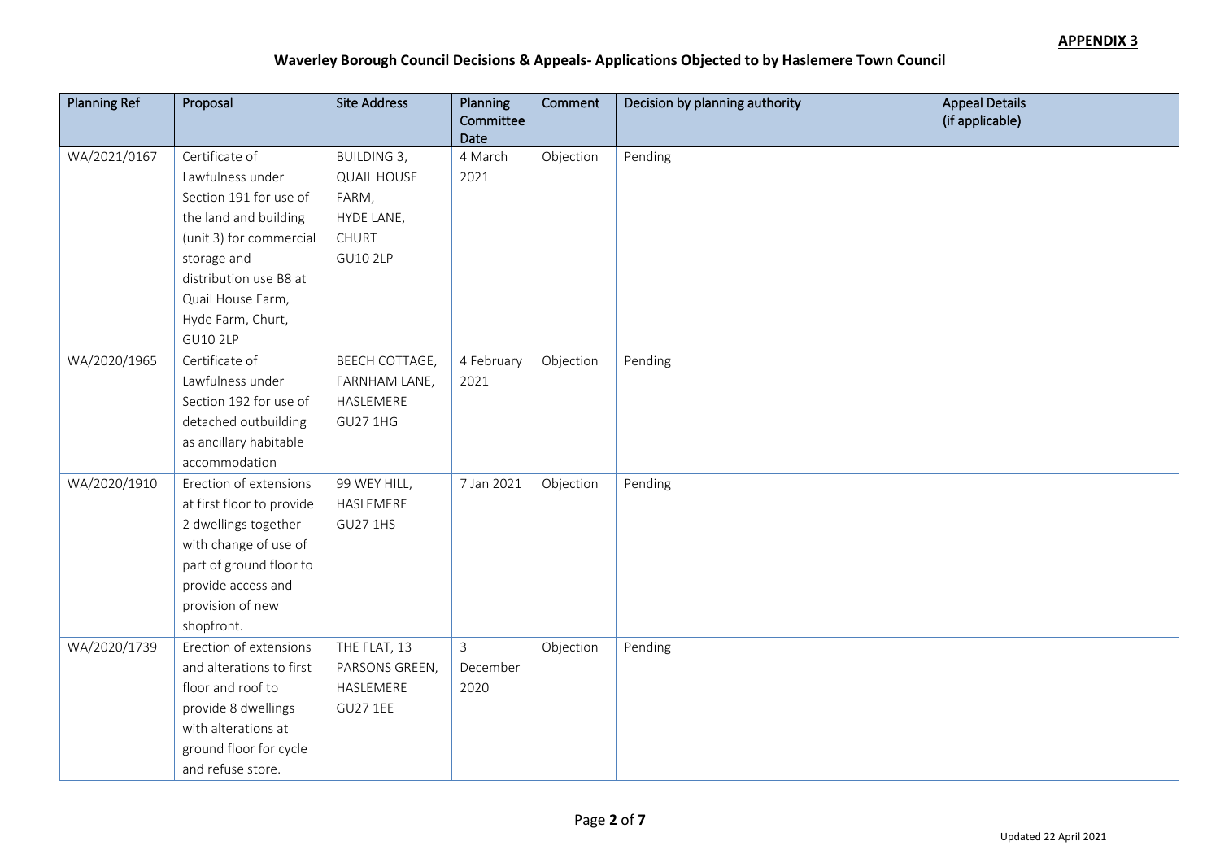**APPENDIX 3**

## Waverley Borough Council Decisions & Appeals- Applications Objected to by Haslemere Town Council

| Planning Ref | Proposal | Site Address | Planning Committee Date | Comment | Decision by planning authority | Appeal Details (if applicable) |
|---|---|---|---|---|---|---|
| WA/2021/0167 | Certificate of Lawfulness under Section 191 for use of the land and building (unit 3) for commercial storage and distribution use B8 at Quail House Farm, Hyde Farm, Churt, GU10 2LP | BUILDING 3, QUAIL HOUSE FARM, HYDE LANE, CHURT GU10 2LP | 4 March 2021 | Objection | Pending | |
| WA/2020/1965 | Certificate of Lawfulness under Section 192 for use of detached outbuilding as ancillary habitable accommodation | BEECH COTTAGE, FARNHAM LANE, HASLEMERE GU27 1HG | 4 February 2021 | Objection | Pending | |
| WA/2020/1910 | Erection of extensions at first floor to provide 2 dwellings together with change of use of part of ground floor to provide access and provision of new shopfront. | 99 WEY HILL, HASLEMERE GU27 1HS | 7 Jan 2021 | Objection | Pending | |
| WA/2020/1739 | Erection of extensions and alterations to first floor and roof to provide 8 dwellings with alterations at ground floor for cycle and refuse store. | THE FLAT, 13 PARSONS GREEN, HASLEMERE GU27 1EE | 3 December 2020 | Objection | Pending | |

Updated 22 April 2021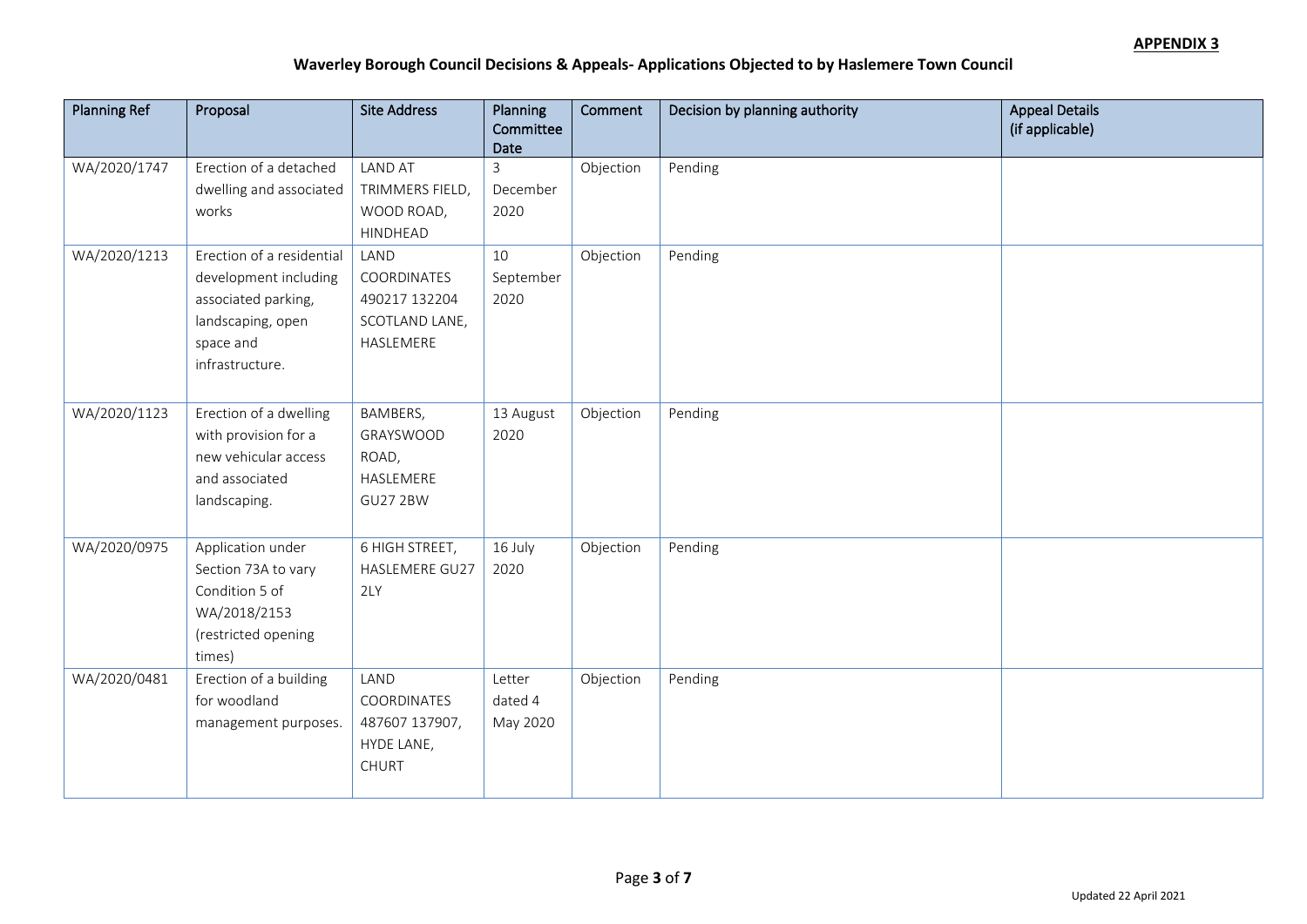**APPENDIX 3**

## Waverley Borough Council Decisions & Appeals- Applications Objected to by Haslemere Town Council

| Planning Ref | Proposal | Site Address | Planning Committee Date | Comment | Decision by planning authority | Appeal Details (if applicable) |
|---|---|---|---|---|---|---|
| WA/2020/1747 | Erection of a detached dwelling and associated works | LAND AT TRIMMERS FIELD, WOOD ROAD, HINDHEAD | 3 December 2020 | Objection | Pending | |
| WA/2020/1213 | Erection of a residential development including associated parking, landscaping, open space and infrastructure. | LAND COORDINATES 490217 132204 SCOTLAND LANE, HASLEMERE | 10 September 2020 | Objection | Pending | |
| WA/2020/1123 | Erection of a dwelling with provision for a new vehicular access and associated landscaping. | BAMBERS, GRAYSWOOD ROAD, HASLEMERE GU27 2BW | 13 August 2020 | Objection | Pending | |
| WA/2020/0975 | Application under Section 73A to vary Condition 5 of WA/2018/2153 (restricted opening times) | 6 HIGH STREET, HASLEMERE GU27 2LY | 16 July 2020 | Objection | Pending | |
| WA/2020/0481 | Erection of a building for woodland management purposes. | LAND COORDINATES 487607 137907, HYDE LANE, CHURT | Letter dated 4 May 2020 | Objection | Pending | |

Updated 22 April 2021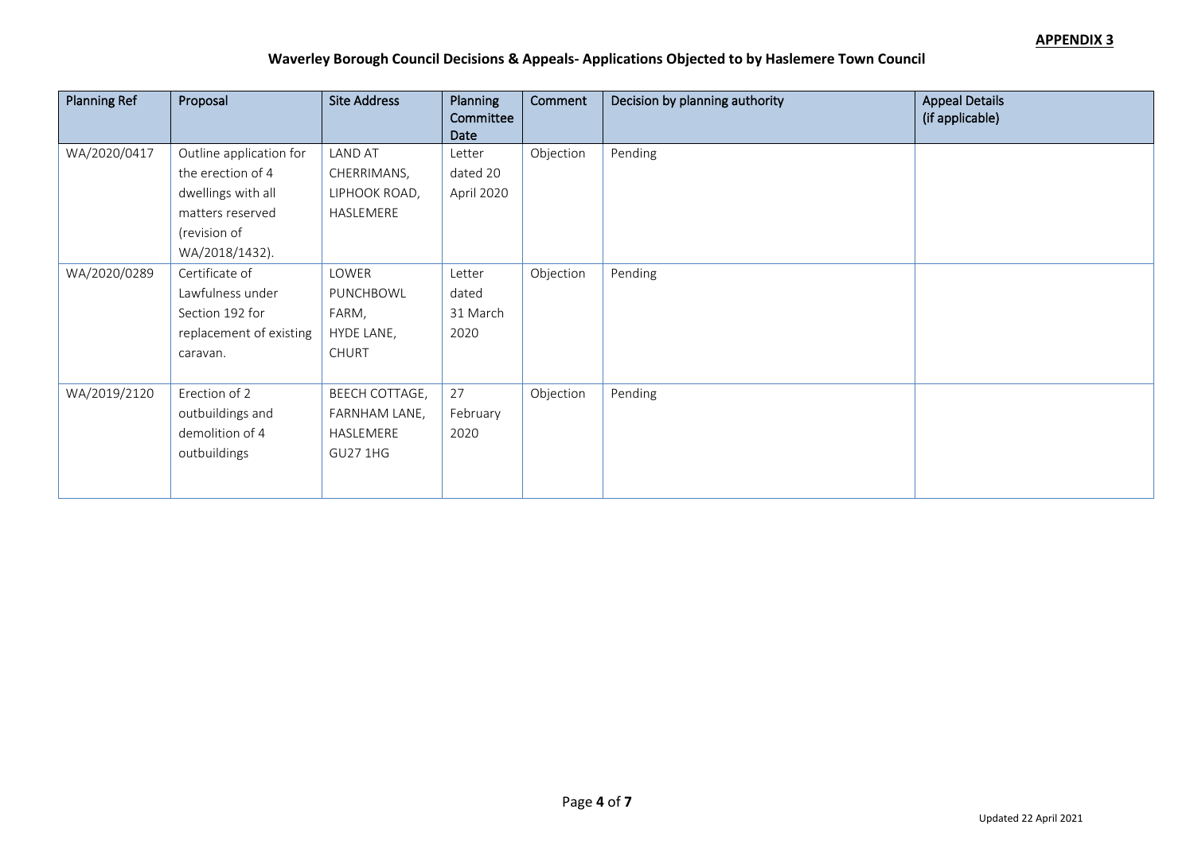**APPENDIX 3**

**Waverley Borough Council Decisions & Appeals- Applications Objected to by Haslemere Town Council**

| Planning Ref | Proposal | Site Address | Planning Committee Date | Comment | Decision by planning authority | Appeal Details (if applicable) |
|---|---|---|---|---|---|---|
| WA/2020/0417 | Outline application for the erection of 4 dwellings with all matters reserved (revision of WA/2018/1432). | LAND AT CHERRIMANS, LIPHOOK ROAD, HASLEMERE | Letter dated 20 April 2020 | Objection | Pending | |
| WA/2020/0289 | Certificate of Lawfulness under Section 192 for replacement of existing caravan. | LOWER PUNCHBOWL FARM, HYDE LANE, CHURT | Letter dated 31 March 2020 | Objection | Pending | |
| WA/2019/2120 | Erection of 2 outbuildings and demolition of 4 outbuildings | BEECH COTTAGE, FARNHAM LANE, HASLEMERE GU27 1HG | 27 February 2020 | Objection | Pending | |

Updated 22 April 2021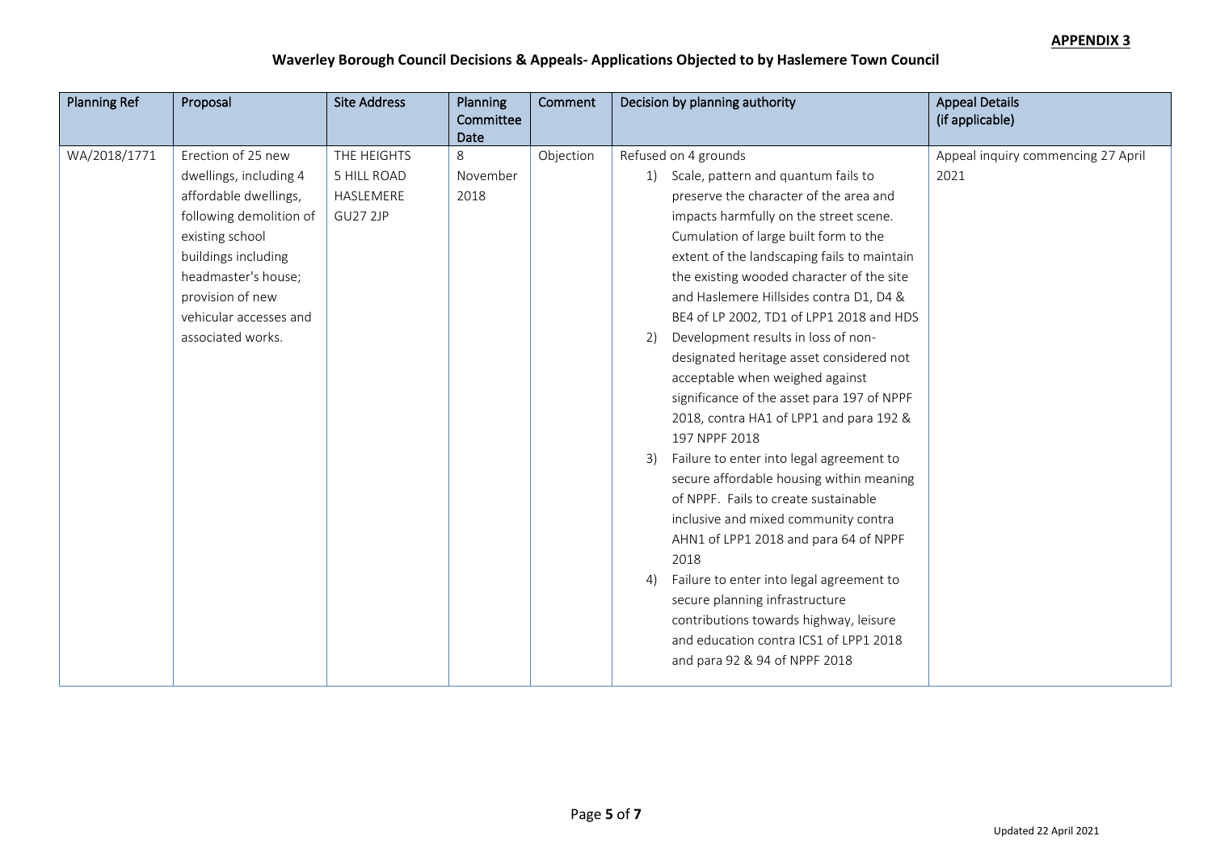**APPENDIX 3**

## Waverley Borough Council Decisions & Appeals- Applications Objected to by Haslemere Town Council

| Planning Ref | Proposal | Site Address | Planning Committee Date | Comment | Decision by planning authority | Appeal Details (if applicable) |
|---|---|---|---|---|---|---|
| WA/2018/1771 | Erection of 25 new dwellings, including 4 affordable dwellings, following demolition of existing school buildings including headmaster's house; provision of new vehicular accesses and associated works. | THE HEIGHTS 5 HILL ROAD HASLEMERE GU27 2JP | 8 November 2018 | Objection | Refused on 4 grounds<br>1) Scale, pattern and quantum fails to preserve the character of the area and impacts harmfully on the street scene. Cumulation of large built form to the extent of the landscaping fails to maintain the existing wooded character of the site and Haslemere Hillsides contra D1, D4 & BE4 of LP 2002, TD1 of LPP1 2018 and HDS<br>2) Development results in loss of non-designated heritage asset considered not acceptable when weighed against significance of the asset para 197 of NPPF 2018, contra HA1 of LPP1 and para 192 & 197 NPPF 2018<br>3) Failure to enter into legal agreement to secure affordable housing within meaning of NPPF. Fails to create sustainable inclusive and mixed community contra AHN1 of LPP1 2018 and para 64 of NPPF 2018<br>4) Failure to enter into legal agreement to secure planning infrastructure contributions towards highway, leisure and education contra ICS1 of LPP1 2018 and para 92 & 94 of NPPF 2018 | Appeal inquiry commencing 27 April 2021 |

Updated 22 April 2021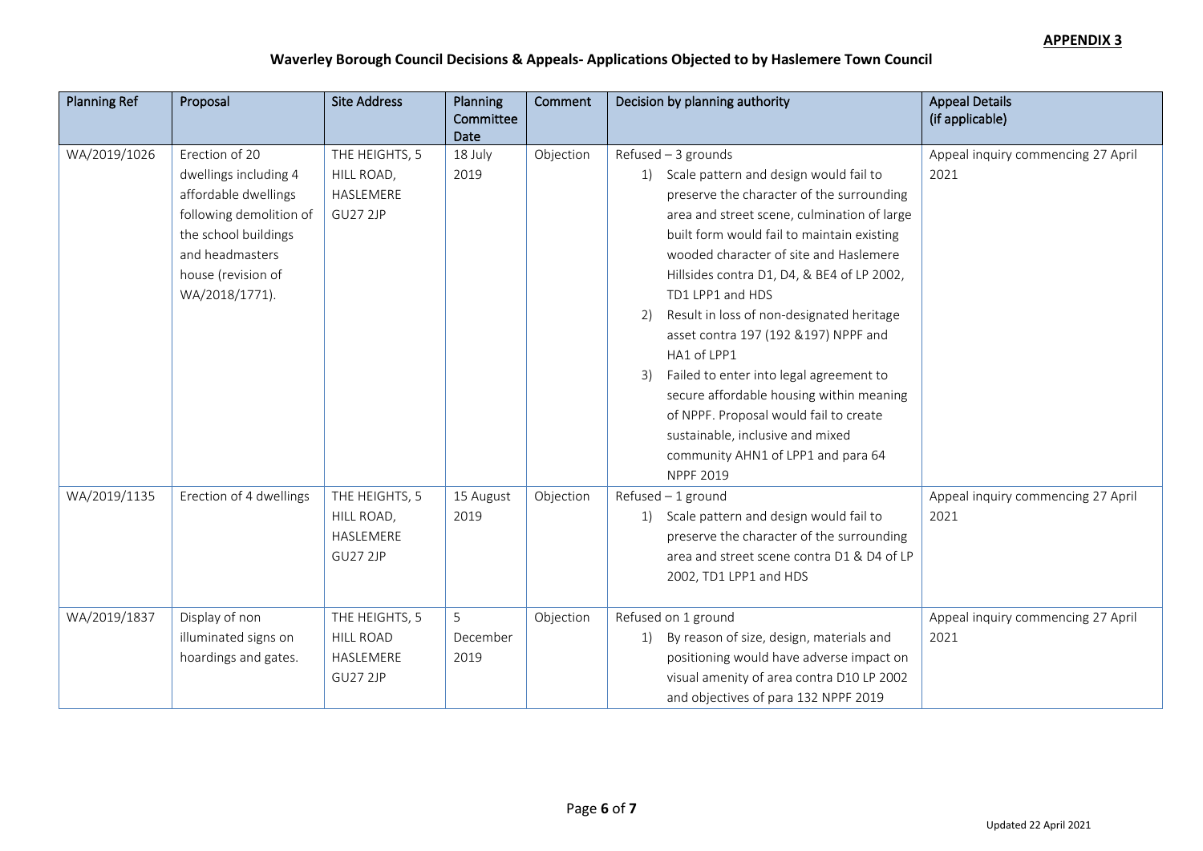**APPENDIX 3**

## Waverley Borough Council Decisions & Appeals- Applications Objected to by Haslemere Town Council

| Planning Ref | Proposal | Site Address | Planning Committee Date | Comment | Decision by planning authority | Appeal Details (if applicable) |
|---|---|---|---|---|---|---|
| WA/2019/1026 | Erection of 20 dwellings including 4 affordable dwellings following demolition of the school buildings and headmasters house (revision of WA/2018/1771). | THE HEIGHTS, 5 HILL ROAD, HASLEMERE GU27 2JP | 18 July 2019 | Objection | Refused – 3 grounds<br>1) Scale pattern and design would fail to preserve the character of the surrounding area and street scene, culmination of large built form would fail to maintain existing wooded character of site and Haslemere Hillsides contra D1, D4, & BE4 of LP 2002, TD1 LPP1 and HDS<br>2) Result in loss of non-designated heritage asset contra 197 (192 &197) NPPF and HA1 of LPP1<br>3) Failed to enter into legal agreement to secure affordable housing within meaning of NPPF. Proposal would fail to create sustainable, inclusive and mixed community AHN1 of LPP1 and para 64 NPPF 2019 | Appeal inquiry commencing 27 April 2021 |
| WA/2019/1135 | Erection of 4 dwellings | THE HEIGHTS, 5 HILL ROAD, HASLEMERE GU27 2JP | 15 August 2019 | Objection | Refused – 1 ground<br>1) Scale pattern and design would fail to preserve the character of the surrounding area and street scene contra D1 & D4 of LP 2002, TD1 LPP1 and HDS | Appeal inquiry commencing 27 April 2021 |
| WA/2019/1837 | Display of non illuminated signs on hoardings and gates. | THE HEIGHTS, 5 HILL ROAD HASLEMERE GU27 2JP | 5 December 2019 | Objection | Refused on 1 ground<br>1) By reason of size, design, materials and positioning would have adverse impact on visual amenity of area contra D10 LP 2002 and objectives of para 132 NPPF 2019 | Appeal inquiry commencing 27 April 2021 |

Updated 22 April 2021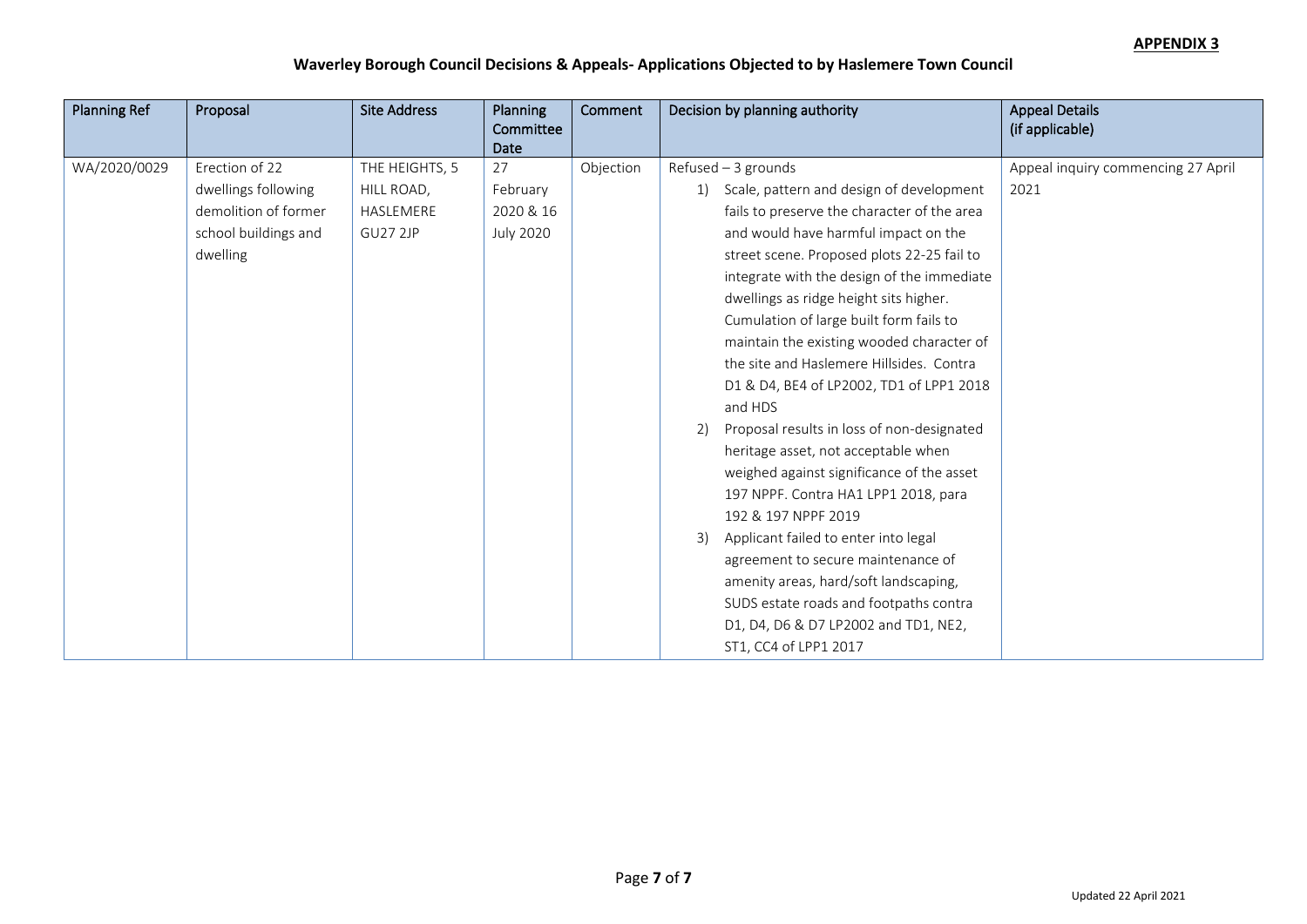**APPENDIX 3**

## Waverley Borough Council Decisions & Appeals- Applications Objected to by Haslemere Town Council

| Planning Ref | Proposal | Site Address | Planning Committee Date | Comment | Decision by planning authority | Appeal Details (if applicable) |
|---|---|---|---|---|---|---|
| WA/2020/0029 | Erection of 22 dwellings following demolition of former school buildings and dwelling | THE HEIGHTS, 5 HILL ROAD, HASLEMERE GU27 2JP | 27 February 2020 & 16 July 2020 | Objection | Refused – 3 grounds<br>1) Scale, pattern and design of development fails to preserve the character of the area and would have harmful impact on the street scene. Proposed plots 22-25 fail to integrate with the design of the immediate dwellings as ridge height sits higher. Cumulation of large built form fails to maintain the existing wooded character of the site and Haslemere Hillsides. Contra D1 & D4, BE4 of LP2002, TD1 of LPP1 2018 and HDS<br>2) Proposal results in loss of non-designated heritage asset, not acceptable when weighed against significance of the asset 197 NPPF. Contra HA1 LPP1 2018, para 192 & 197 NPPF 2019<br>3) Applicant failed to enter into legal agreement to secure maintenance of amenity areas, hard/soft landscaping, SUDS estate roads and footpaths contra D1, D4, D6 & D7 LP2002 and TD1, NE2, ST1, CC4 of LPP1 2017 | Appeal inquiry commencing 27 April 2021 |

Updated 22 April 2021